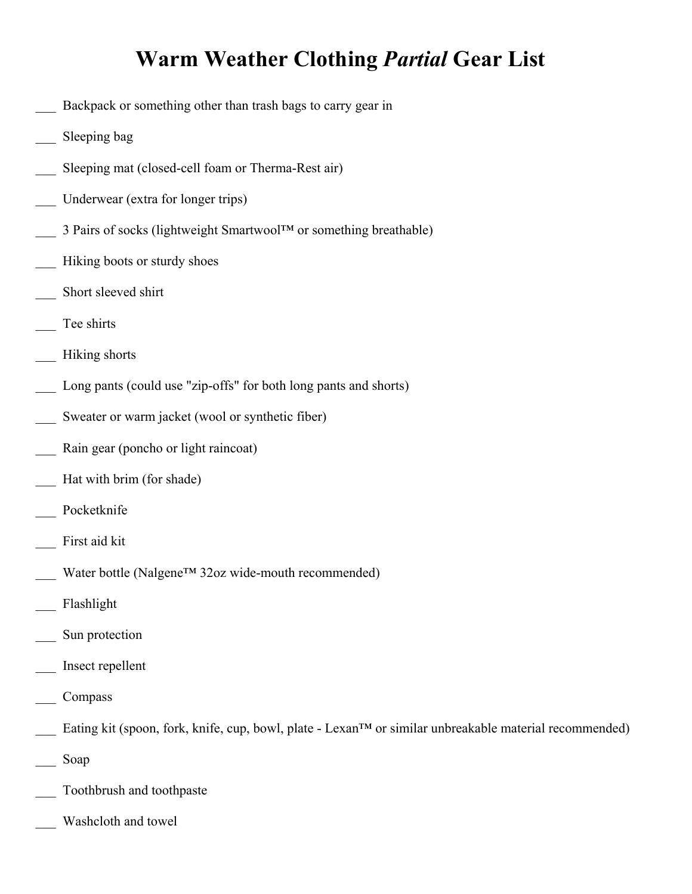# Warm Weather Clothing *Partial* Gear List

___ Backpack or something other than trash bags to carry gear in

___ Sleeping bag

___ Sleeping mat (closed-cell foam or Therma-Rest air)

___ Underwear (extra for longer trips)

___ 3 Pairs of socks (lightweight Smartwool™ or something breathable)

___ Hiking boots or sturdy shoes

___ Short sleeved shirt

___ Tee shirts

___ Hiking shorts

___ Long pants (could use "zip-offs" for both long pants and shorts)

___ Sweater or warm jacket (wool or synthetic fiber)

___ Rain gear (poncho or light raincoat)

___ Hat with brim (for shade)

___ Pocketknife

___ First aid kit

___ Water bottle (Nalgene™ 32oz wide-mouth recommended)

___ Flashlight

___ Sun protection

___ Insect repellent

___ Compass

___ Eating kit (spoon, fork, knife, cup, bowl, plate - Lexan™ or similar unbreakable material recommended)

___ Soap

___ Toothbrush and toothpaste

___ Washcloth and towel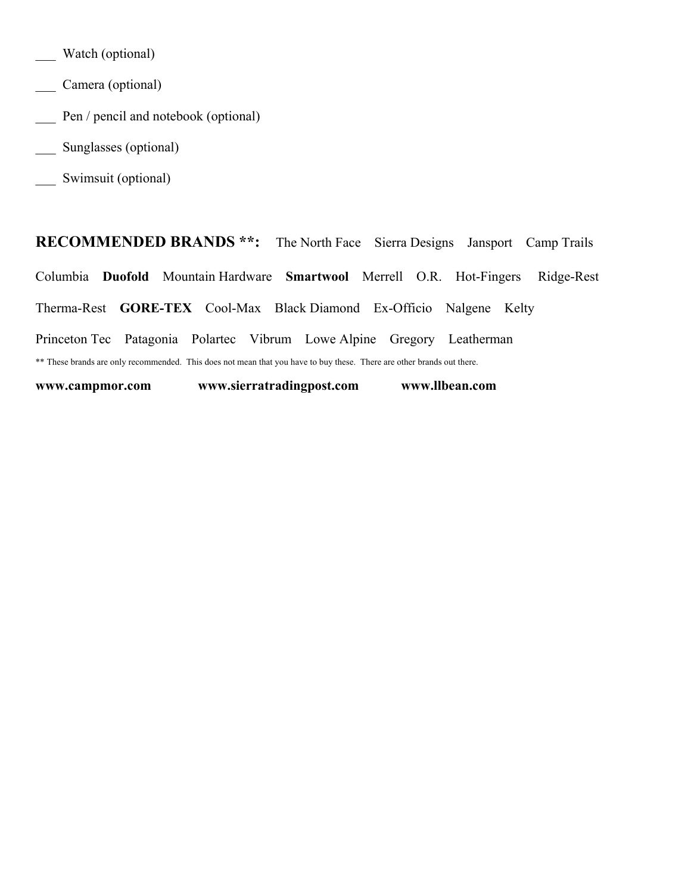___ Watch (optional)

___ Camera (optional)

___ Pen / pencil and notebook (optional)

___ Sunglasses (optional)

___ Swimsuit (optional)

**RECOMMENDED BRANDS \*\*:** The North Face Sierra Designs Jansport Camp Trails Columbia **Duofold** Mountain Hardware **Smartwool** Merrell O.R. Hot-Fingers Ridge-Rest Therma-Rest **GORE-TEX** Cool-Max Black Diamond Ex-Officio Nalgene Kelty Princeton Tec Patagonia Polartec Vibrum Lowe Alpine Gregory Leatherman

\*\* These brands are only recommended. This does not mean that you have to buy these. There are other brands out there.

**www.campmor.com** **www.sierratradingpost.com** **www.llbean.com**